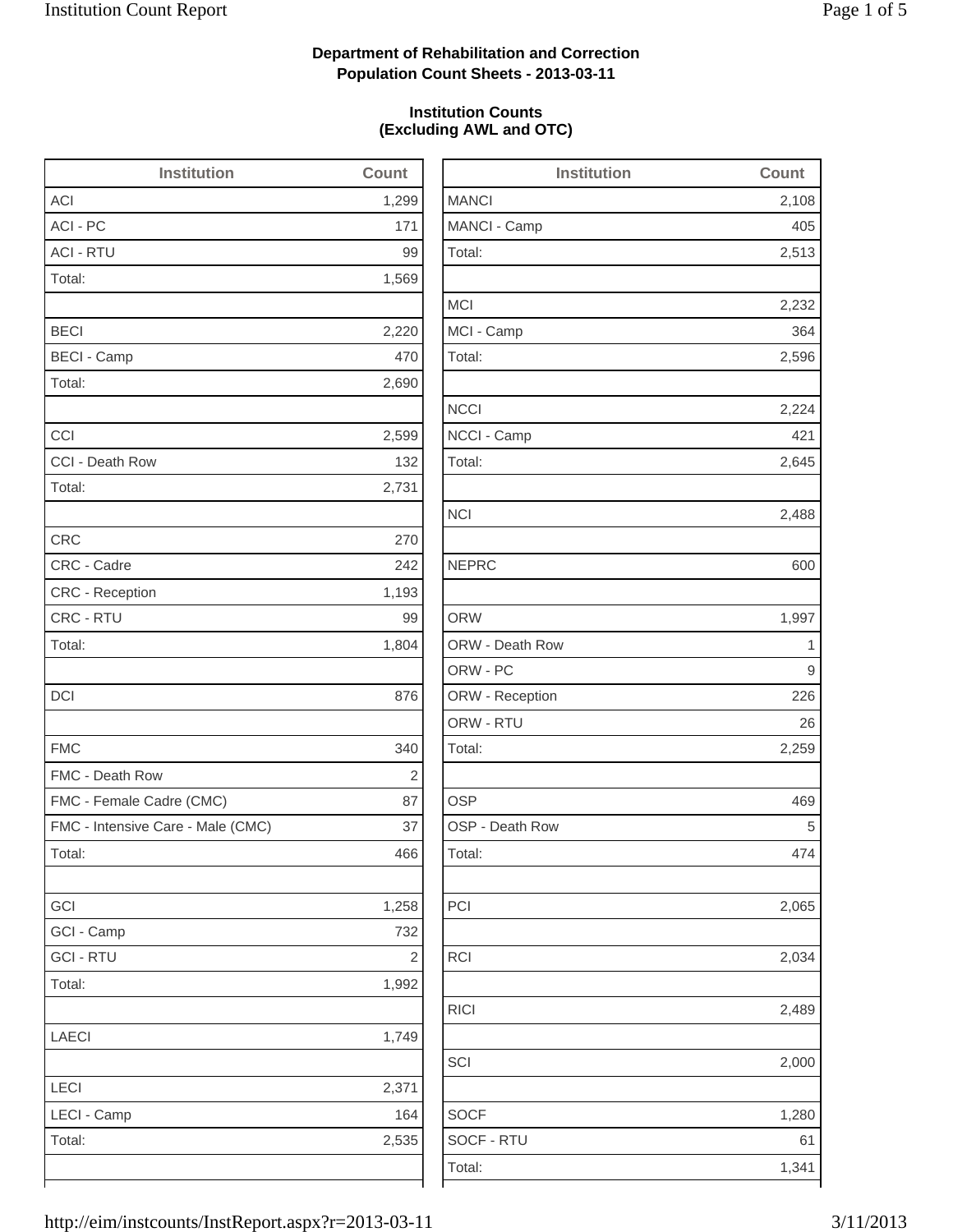**Department of Rehabilitation and Correction**
**Population Count Sheets - 2013-03-11**

**Institution Counts**
**(Excluding AWL and OTC)**

| Institution | Count |
|---|---|
| ACI | 1,299 |
| ACI - PC | 171 |
| ACI - RTU | 99 |
| Total: | 1,569 |
| | |
| BECI | 2,220 |
| BECI - Camp | 470 |
| Total: | 2,690 |
| | |
| CCI | 2,599 |
| CCI - Death Row | 132 |
| Total: | 2,731 |
| | |
| CRC | 270 |
| CRC - Cadre | 242 |
| CRC - Reception | 1,193 |
| CRC - RTU | 99 |
| Total: | 1,804 |
| | |
| DCI | 876 |
| | |
| FMC | 340 |
| FMC - Death Row | 2 |
| FMC - Female Cadre (CMC) | 87 |
| FMC - Intensive Care - Male (CMC) | 37 |
| Total: | 466 |
| | |
| GCI | 1,258 |
| GCI - Camp | 732 |
| GCI - RTU | 2 |
| Total: | 1,992 |
| | |
| LAECI | 1,749 |
| | |
| LECI | 2,371 |
| LECI - Camp | 164 |
| Total: | 2,535 |
| | |

| Institution | Count |
|---|---|
| MANCI | 2,108 |
| MANCI - Camp | 405 |
| Total: | 2,513 |
| | |
| MCI | 2,232 |
| MCI - Camp | 364 |
| Total: | 2,596 |
| | |
| NCCI | 2,224 |
| NCCI - Camp | 421 |
| Total: | 2,645 |
| | |
| NCI | 2,488 |
| | |
| NEPRC | 600 |
| | |
| ORW | 1,997 |
| ORW - Death Row | 1 |
| ORW - PC | 9 |
| ORW - Reception | 226 |
| ORW - RTU | 26 |
| Total: | 2,259 |
| | |
| OSP | 469 |
| OSP - Death Row | 5 |
| Total: | 474 |
| | |
| PCI | 2,065 |
| | |
| RCI | 2,034 |
| | |
| RICI | 2,489 |
| | |
| SCI | 2,000 |
| | |
| SOCF | 1,280 |
| SOCF - RTU | 61 |
| Total: | 1,341 |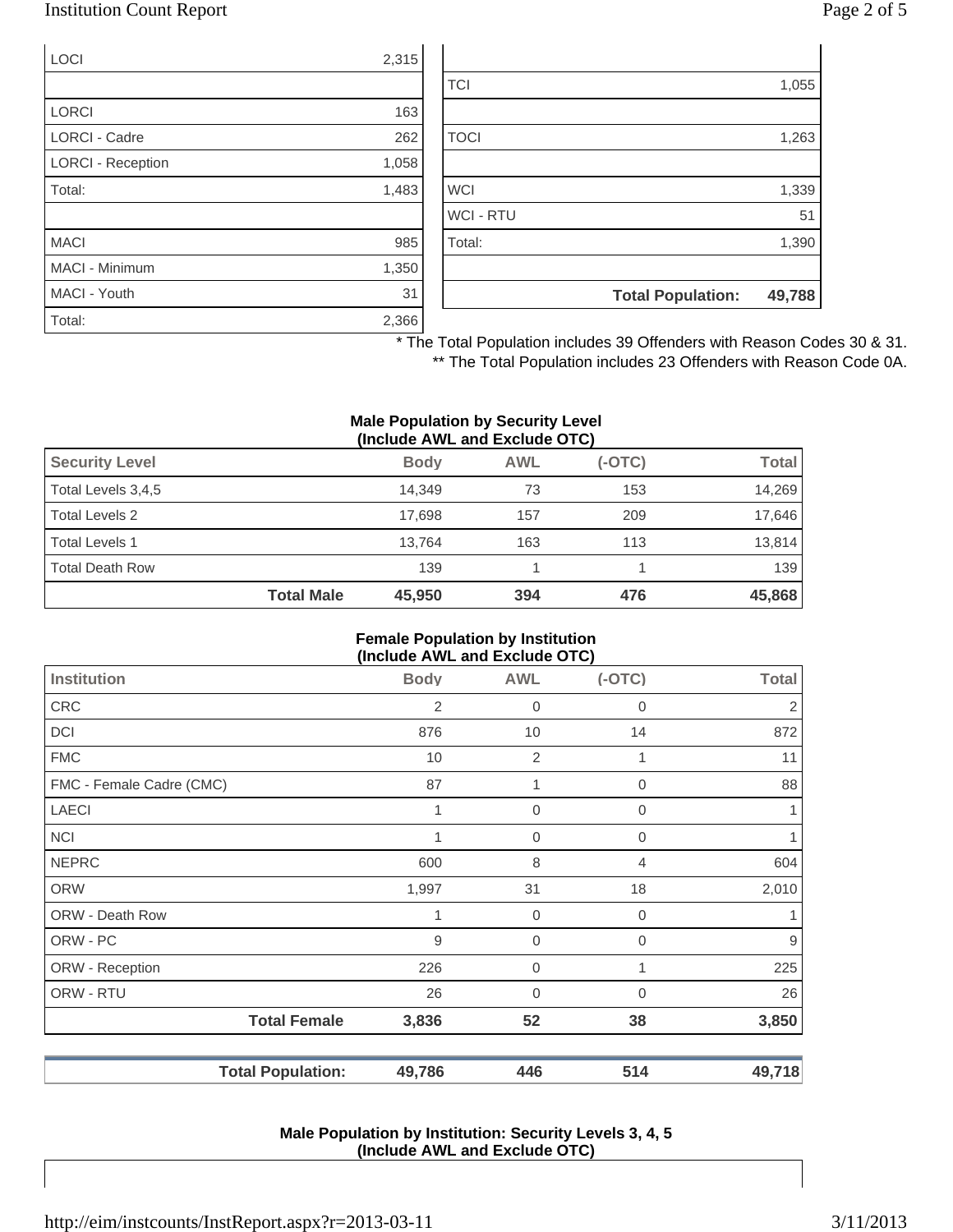| | |
|---|---|
| LOCI | 2,315 |
| | |
| LORCI | 163 |
| LORCI - Cadre | 262 |
| LORCI - Reception | 1,058 |
| Total: | 1,483 |
| | |
| MACI | 985 |
| MACI - Minimum | 1,350 |
| MACI - Youth | 31 |
| Total: | 2,366 |

| | |
|---|---|
| | |
| TCI | 1,055 |
| | |
| TOCI | 1,263 |
| | |
| WCI | 1,339 |
| WCI - RTU | 51 |
| Total: | 1,390 |
| | |
| **Total Population:** | **49,788** |

\* The Total Population includes 39 Offenders with Reason Codes 30 & 31.

\*\* The Total Population includes 23 Offenders with Reason Code 0A.

**Male Population by Security Level (Include AWL and Exclude OTC)**

| Security Level | Body | AWL | (-OTC) | Total |
|---|---|---|---|---|
| Total Levels 3,4,5 | 14,349 | 73 | 153 | 14,269 |
| Total Levels 2 | 17,698 | 157 | 209 | 17,646 |
| Total Levels 1 | 13,764 | 163 | 113 | 13,814 |
| Total Death Row | 139 | 1 | 1 | 139 |
| **Total Male** | **45,950** | **394** | **476** | **45,868** |

**Female Population by Institution (Include AWL and Exclude OTC)**

| Institution | Body | AWL | (-OTC) | Total |
|---|---|---|---|---|
| CRC | 2 | 0 | 0 | 2 |
| DCI | 876 | 10 | 14 | 872 |
| FMC | 10 | 2 | 1 | 11 |
| FMC - Female Cadre (CMC) | 87 | 1 | 0 | 88 |
| LAECI | 1 | 0 | 0 | 1 |
| NCI | 1 | 0 | 0 | 1 |
| NEPRC | 600 | 8 | 4 | 604 |
| ORW | 1,997 | 31 | 18 | 2,010 |
| ORW - Death Row | 1 | 0 | 0 | 1 |
| ORW - PC | 9 | 0 | 0 | 9 |
| ORW - Reception | 226 | 0 | 1 | 225 |
| ORW - RTU | 26 | 0 | 0 | 26 |
| **Total Female** | **3,836** | **52** | **38** | **3,850** |
| | | | | |
| **Total Population:** | **49,786** | **446** | **514** | **49,718** |

**Male Population by Institution: Security Levels 3, 4, 5 (Include AWL and Exclude OTC)**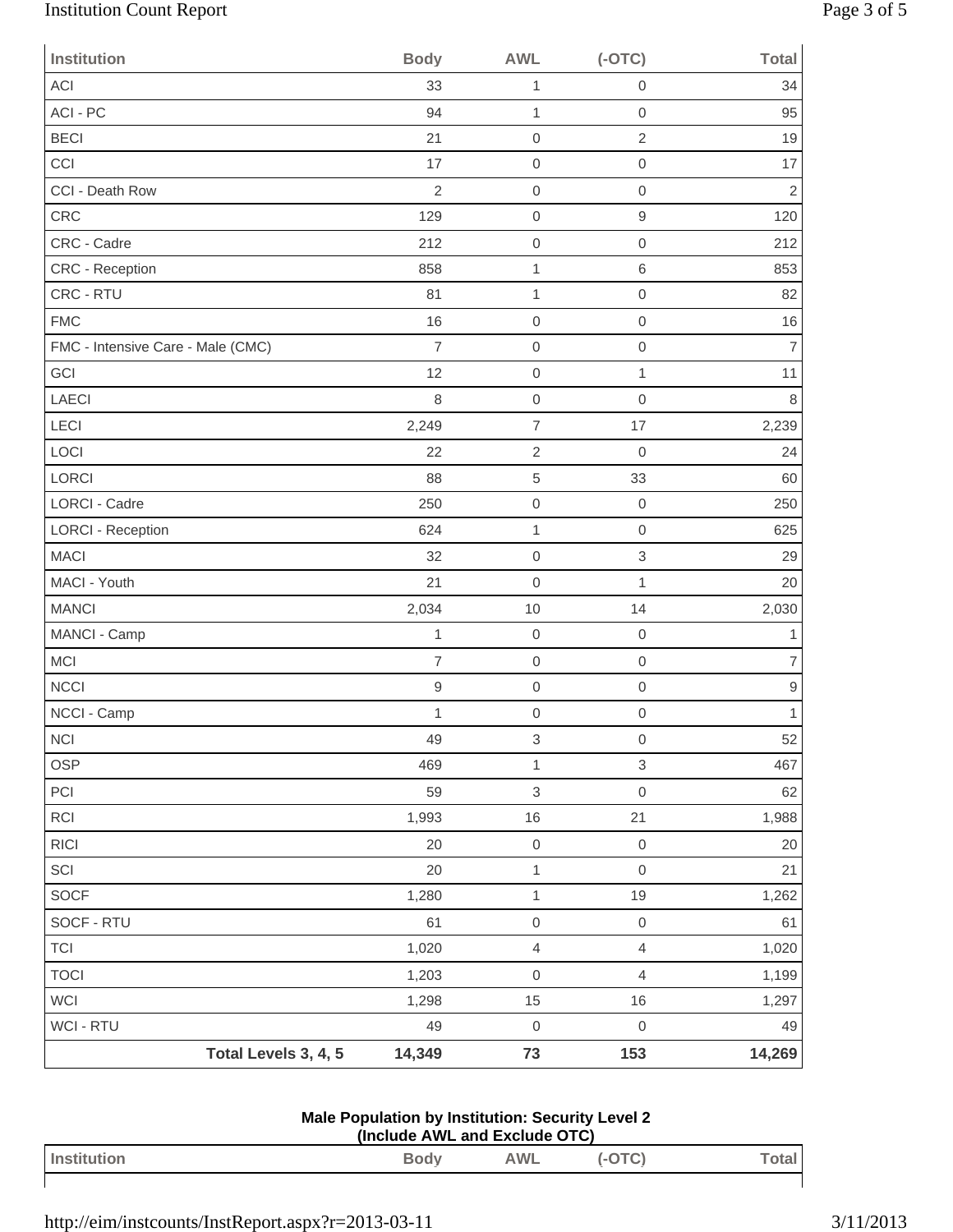| Institution | Body | AWL | (-OTC) | Total |
|---|---|---|---|---|
| ACI | 33 | 1 | 0 | 34 |
| ACI - PC | 94 | 1 | 0 | 95 |
| BECI | 21 | 0 | 2 | 19 |
| CCI | 17 | 0 | 0 | 17 |
| CCI - Death Row | 2 | 0 | 0 | 2 |
| CRC | 129 | 0 | 9 | 120 |
| CRC - Cadre | 212 | 0 | 0 | 212 |
| CRC - Reception | 858 | 1 | 6 | 853 |
| CRC - RTU | 81 | 1 | 0 | 82 |
| FMC | 16 | 0 | 0 | 16 |
| FMC - Intensive Care - Male (CMC) | 7 | 0 | 0 | 7 |
| GCI | 12 | 0 | 1 | 11 |
| LAECI | 8 | 0 | 0 | 8 |
| LECI | 2,249 | 7 | 17 | 2,239 |
| LOCI | 22 | 2 | 0 | 24 |
| LORCI | 88 | 5 | 33 | 60 |
| LORCI - Cadre | 250 | 0 | 0 | 250 |
| LORCI - Reception | 624 | 1 | 0 | 625 |
| MACI | 32 | 0 | 3 | 29 |
| MACI - Youth | 21 | 0 | 1 | 20 |
| MANCI | 2,034 | 10 | 14 | 2,030 |
| MANCI - Camp | 1 | 0 | 0 | 1 |
| MCI | 7 | 0 | 0 | 7 |
| NCCI | 9 | 0 | 0 | 9 |
| NCCI - Camp | 1 | 0 | 0 | 1 |
| NCI | 49 | 3 | 0 | 52 |
| OSP | 469 | 1 | 3 | 467 |
| PCI | 59 | 3 | 0 | 62 |
| RCI | 1,993 | 16 | 21 | 1,988 |
| RICI | 20 | 0 | 0 | 20 |
| SCI | 20 | 1 | 0 | 21 |
| SOCF | 1,280 | 1 | 19 | 1,262 |
| SOCF - RTU | 61 | 0 | 0 | 61 |
| TCI | 1,020 | 4 | 4 | 1,020 |
| TOCI | 1,203 | 0 | 4 | 1,199 |
| WCI | 1,298 | 15 | 16 | 1,297 |
| WCI - RTU | 49 | 0 | 0 | 49 |
| **Total Levels 3, 4, 5** | **14,349** | **73** | **153** | **14,269** |

**Male Population by Institution: Security Level 2**
**(Include AWL and Exclude OTC)**

| Institution | Body | AWL | (-OTC) | Total |
|---|---|---|---|---|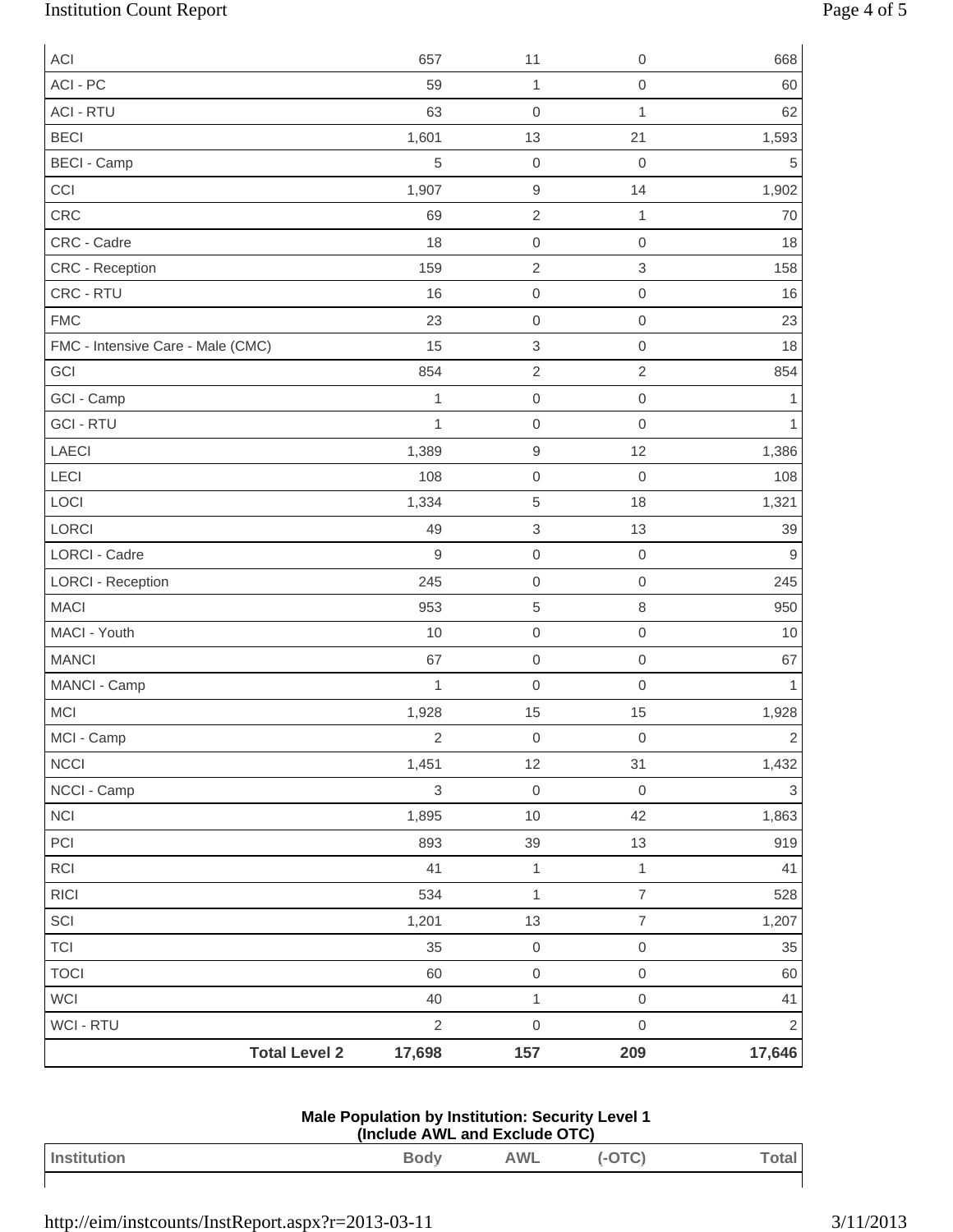| | Body | AWL | (-OTC) | Total |
|---|---|---|---|---|
| ACI | 657 | 11 | 0 | 668 |
| ACI - PC | 59 | 1 | 0 | 60 |
| ACI - RTU | 63 | 0 | 1 | 62 |
| BECI | 1,601 | 13 | 21 | 1,593 |
| BECI - Camp | 5 | 0 | 0 | 5 |
| CCI | 1,907 | 9 | 14 | 1,902 |
| CRC | 69 | 2 | 1 | 70 |
| CRC - Cadre | 18 | 0 | 0 | 18 |
| CRC - Reception | 159 | 2 | 3 | 158 |
| CRC - RTU | 16 | 0 | 0 | 16 |
| FMC | 23 | 0 | 0 | 23 |
| FMC - Intensive Care - Male (CMC) | 15 | 3 | 0 | 18 |
| GCI | 854 | 2 | 2 | 854 |
| GCI - Camp | 1 | 0 | 0 | 1 |
| GCI - RTU | 1 | 0 | 0 | 1 |
| LAECI | 1,389 | 9 | 12 | 1,386 |
| LECI | 108 | 0 | 0 | 108 |
| LOCI | 1,334 | 5 | 18 | 1,321 |
| LORCI | 49 | 3 | 13 | 39 |
| LORCI - Cadre | 9 | 0 | 0 | 9 |
| LORCI - Reception | 245 | 0 | 0 | 245 |
| MACI | 953 | 5 | 8 | 950 |
| MACI - Youth | 10 | 0 | 0 | 10 |
| MANCI | 67 | 0 | 0 | 67 |
| MANCI - Camp | 1 | 0 | 0 | 1 |
| MCI | 1,928 | 15 | 15 | 1,928 |
| MCI - Camp | 2 | 0 | 0 | 2 |
| NCCI | 1,451 | 12 | 31 | 1,432 |
| NCCI - Camp | 3 | 0 | 0 | 3 |
| NCI | 1,895 | 10 | 42 | 1,863 |
| PCI | 893 | 39 | 13 | 919 |
| RCI | 41 | 1 | 1 | 41 |
| RICI | 534 | 1 | 7 | 528 |
| SCI | 1,201 | 13 | 7 | 1,207 |
| TCI | 35 | 0 | 0 | 35 |
| TOCI | 60 | 0 | 0 | 60 |
| WCI | 40 | 1 | 0 | 41 |
| WCI - RTU | 2 | 0 | 0 | 2 |
| **Total Level 2** | **17,698** | **157** | **209** | **17,646** |

**Male Population by Institution: Security Level 1**
**(Include AWL and Exclude OTC)**

| Institution | Body | AWL | (-OTC) | Total |
|---|---|---|---|---|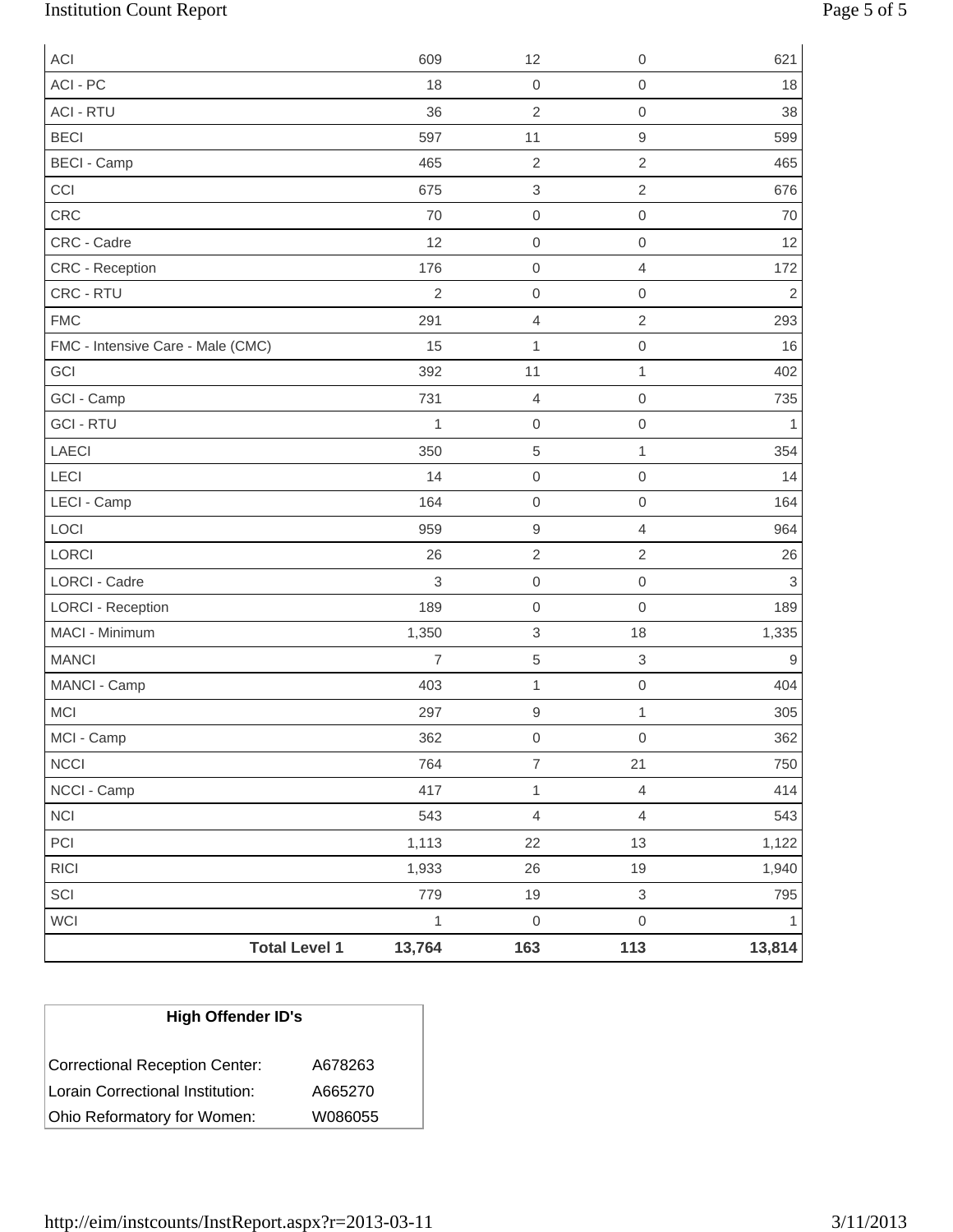| | | | | |
|---|---|---|---|---|
| ACI | 609 | 12 | 0 | 621 |
| ACI - PC | 18 | 0 | 0 | 18 |
| ACI - RTU | 36 | 2 | 0 | 38 |
| BECI | 597 | 11 | 9 | 599 |
| BECI - Camp | 465 | 2 | 2 | 465 |
| CCI | 675 | 3 | 2 | 676 |
| CRC | 70 | 0 | 0 | 70 |
| CRC - Cadre | 12 | 0 | 0 | 12 |
| CRC - Reception | 176 | 0 | 4 | 172 |
| CRC - RTU | 2 | 0 | 0 | 2 |
| FMC | 291 | 4 | 2 | 293 |
| FMC - Intensive Care - Male (CMC) | 15 | 1 | 0 | 16 |
| GCI | 392 | 11 | 1 | 402 |
| GCI - Camp | 731 | 4 | 0 | 735 |
| GCI - RTU | 1 | 0 | 0 | 1 |
| LAECI | 350 | 5 | 1 | 354 |
| LECI | 14 | 0 | 0 | 14 |
| LECI - Camp | 164 | 0 | 0 | 164 |
| LOCI | 959 | 9 | 4 | 964 |
| LORCI | 26 | 2 | 2 | 26 |
| LORCI - Cadre | 3 | 0 | 0 | 3 |
| LORCI - Reception | 189 | 0 | 0 | 189 |
| MACI - Minimum | 1,350 | 3 | 18 | 1,335 |
| MANCI | 7 | 5 | 3 | 9 |
| MANCI - Camp | 403 | 1 | 0 | 404 |
| MCI | 297 | 9 | 1 | 305 |
| MCI - Camp | 362 | 0 | 0 | 362 |
| NCCI | 764 | 7 | 21 | 750 |
| NCCI - Camp | 417 | 1 | 4 | 414 |
| NCI | 543 | 4 | 4 | 543 |
| PCI | 1,113 | 22 | 13 | 1,122 |
| RICI | 1,933 | 26 | 19 | 1,940 |
| SCI | 779 | 19 | 3 | 795 |
| WCI | 1 | 0 | 0 | 1 |
| **Total Level 1** | **13,764** | **163** | **113** | **13,814** |

| High Offender ID's | |
|---|---|
| Correctional Reception Center: | A678263 |
| Lorain Correctional Institution: | A665270 |
| Ohio Reformatory for Women: | W086055 |